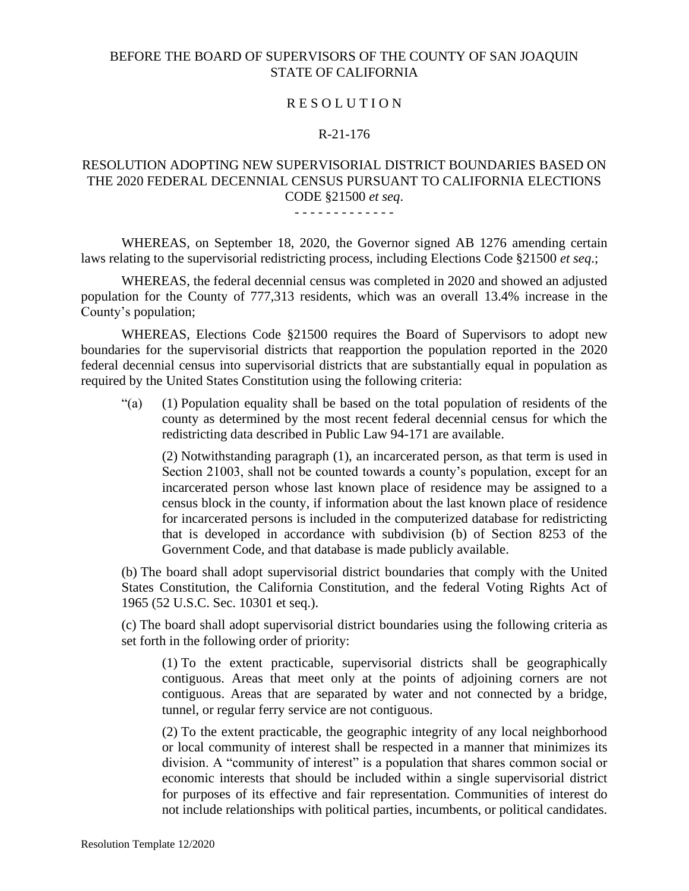BEFORE THE BOARD OF SUPERVISORS OF THE COUNTY OF SAN JOAQUIN
STATE OF CALIFORNIA

# R E S O L U T I O N

## R-21-176

## RESOLUTION ADOPTING NEW SUPERVISORIAL DISTRICT BOUNDARIES BASED ON THE 2020 FEDERAL DECENNIAL CENSUS PURSUANT TO CALIFORNIA ELECTIONS CODE §21500 *et seq*.

\- - - - - - - - - - - - -

WHEREAS, on September 18, 2020, the Governor signed AB 1276 amending certain laws relating to the supervisorial redistricting process, including Elections Code §21500 *et seq*.;

WHEREAS, the federal decennial census was completed in 2020 and showed an adjusted population for the County of 777,313 residents, which was an overall 13.4% increase in the County's population;

WHEREAS, Elections Code §21500 requires the Board of Supervisors to adopt new boundaries for the supervisorial districts that reapportion the population reported in the 2020 federal decennial census into supervisorial districts that are substantially equal in population as required by the United States Constitution using the following criteria:

"(a) (1) Population equality shall be based on the total population of residents of the county as determined by the most recent federal decennial census for which the redistricting data described in Public Law 94-171 are available.

(2) Notwithstanding paragraph (1), an incarcerated person, as that term is used in Section 21003, shall not be counted towards a county's population, except for an incarcerated person whose last known place of residence may be assigned to a census block in the county, if information about the last known place of residence for incarcerated persons is included in the computerized database for redistricting that is developed in accordance with subdivision (b) of Section 8253 of the Government Code, and that database is made publicly available.

(b) The board shall adopt supervisorial district boundaries that comply with the United States Constitution, the California Constitution, and the federal Voting Rights Act of 1965 (52 U.S.C. Sec. 10301 et seq.).

(c) The board shall adopt supervisorial district boundaries using the following criteria as set forth in the following order of priority:

(1) To the extent practicable, supervisorial districts shall be geographically contiguous. Areas that meet only at the points of adjoining corners are not contiguous. Areas that are separated by water and not connected by a bridge, tunnel, or regular ferry service are not contiguous.

(2) To the extent practicable, the geographic integrity of any local neighborhood or local community of interest shall be respected in a manner that minimizes its division. A "community of interest" is a population that shares common social or economic interests that should be included within a single supervisorial district for purposes of its effective and fair representation. Communities of interest do not include relationships with political parties, incumbents, or political candidates.

Resolution Template 12/2020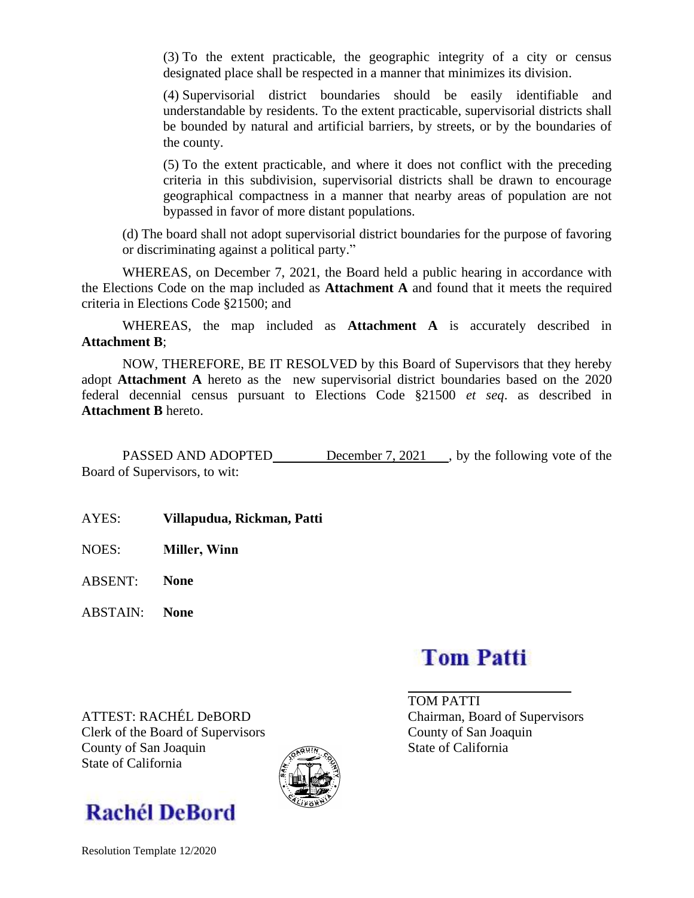(3) To the extent practicable, the geographic integrity of a city or census designated place shall be respected in a manner that minimizes its division.

(4) Supervisorial district boundaries should be easily identifiable and understandable by residents. To the extent practicable, supervisorial districts shall be bounded by natural and artificial barriers, by streets, or by the boundaries of the county.

(5) To the extent practicable, and where it does not conflict with the preceding criteria in this subdivision, supervisorial districts shall be drawn to encourage geographical compactness in a manner that nearby areas of population are not bypassed in favor of more distant populations.

(d) The board shall not adopt supervisorial district boundaries for the purpose of favoring or discriminating against a political party."

WHEREAS, on December 7, 2021, the Board held a public hearing in accordance with the Elections Code on the map included as **Attachment A** and found that it meets the required criteria in Elections Code §21500; and

WHEREAS, the map included as **Attachment A** is accurately described in **Attachment B**;

NOW, THEREFORE, BE IT RESOLVED by this Board of Supervisors that they hereby adopt **Attachment A** hereto as the new supervisorial district boundaries based on the 2020 federal decennial census pursuant to Elections Code §21500 *et seq*. as described in **Attachment B** hereto.

PASSED AND ADOPTED December 7, 2021, by the following vote of the Board of Supervisors, to wit:

AYES: **Villapudua, Rickman, Patti**

NOES: **Miller, Winn**

ABSENT: **None**

ABSTAIN: **None**

Tom Patti

TOM PATTI
Chairman, Board of Supervisors
County of San Joaquin
State of California

ATTEST: RACHÉL DeBORD
Clerk of the Board of Supervisors
County of San Joaquin
State of California

Rachél DeBord

Resolution Template 12/2020